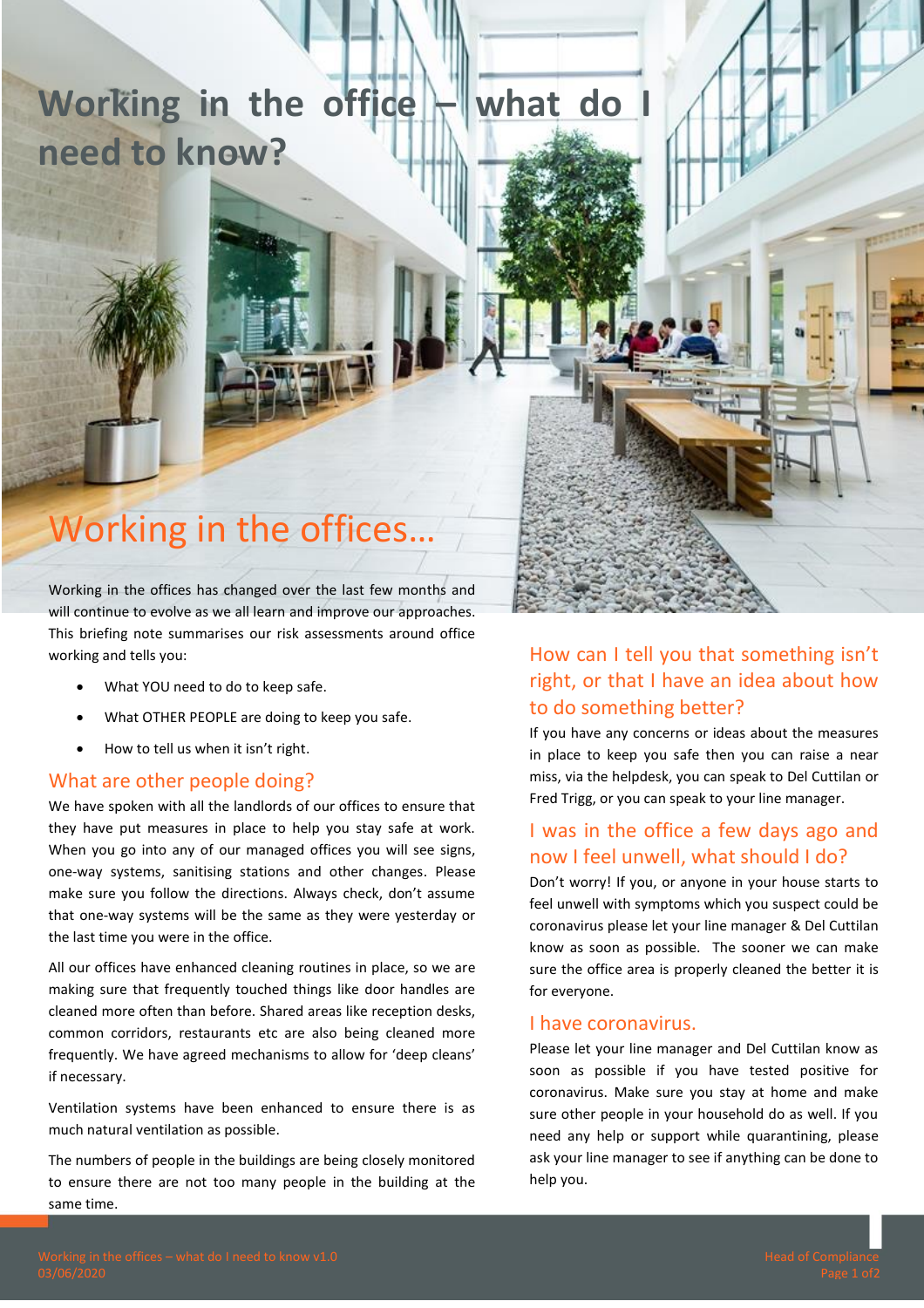# Working in the office – what do I need to know?

## Working in the offices…

Working in the offices has changed over the last few months and will continue to evolve as we all learn and improve our approaches. This briefing note summarises our risk assessments around office working and tells you:

- What YOU need to do to keep safe.
- What OTHER PEOPLE are doing to keep you safe.
- How to tell us when it isn't right.

### What are other people doing?

We have spoken with all the landlords of our offices to ensure that they have put measures in place to help you stay safe at work. When you go into any of our managed offices you will see signs, one-way systems, sanitising stations and other changes. Please make sure you follow the directions. Always check, don't assume that one-way systems will be the same as they were yesterday or the last time you were in the office.

All our offices have enhanced cleaning routines in place, so we are making sure that frequently touched things like door handles are cleaned more often than before. Shared areas like reception desks, common corridors, restaurants etc are also being cleaned more frequently. We have agreed mechanisms to allow for 'deep cleans' if necessary.

Ventilation systems have been enhanced to ensure there is as much natural ventilation as possible.

The numbers of people in the buildings are being closely monitored to ensure there are not too many people in the building at the same time.

### How can I tell you that something isn't right, or that I have an idea about how to do something better?

If you have any concerns or ideas about the measures in place to keep you safe then you can raise a near miss, via the helpdesk, you can speak to Del Cuttilan or Fred Trigg, or you can speak to your line manager.

### I was in the office a few days ago and now I feel unwell, what should I do?

Don't worry! If you, or anyone in your house starts to feel unwell with symptoms which you suspect could be coronavirus please let your line manager & Del Cuttilan know as soon as possible. The sooner we can make sure the office area is properly cleaned the better it is for everyone.

### I have coronavirus.

Please let your line manager and Del Cuttilan know as soon as possible if you have tested positive for coronavirus. Make sure you stay at home and make sure other people in your household do as well. If you need any help or support while quarantining, please ask your line manager to see if anything can be done to help you.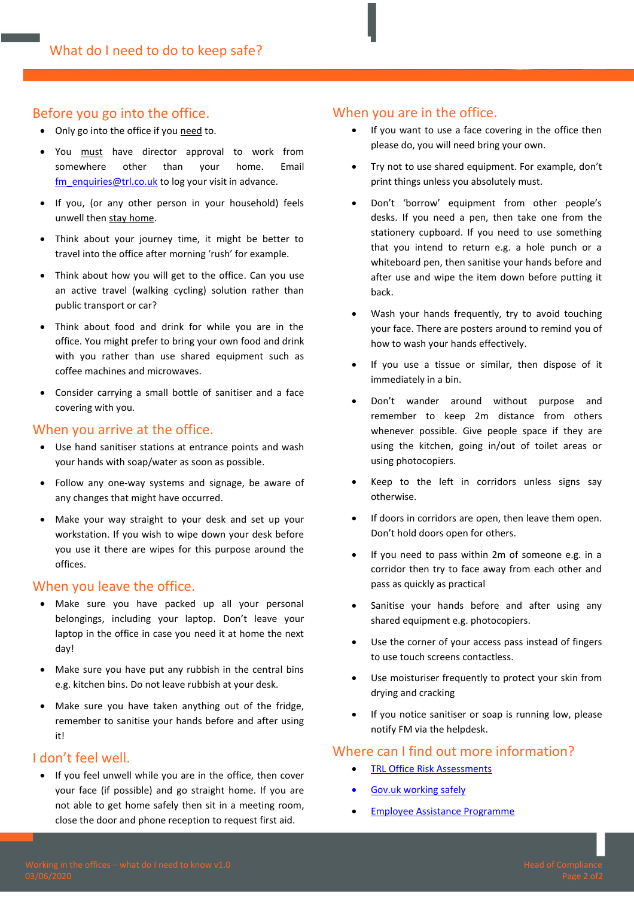# What do I need to do to keep safe?

## Before you go into the office.

- Only go into the office if you need to.
- You must have director approval to work from somewhere other than your home. Email fm_enquiries@trl.co.uk to log your visit in advance.
- If you, (or any other person in your household) feels unwell then stay home.
- Think about your journey time, it might be better to travel into the office after morning 'rush' for example.
- Think about how you will get to the office. Can you use an active travel (walking cycling) solution rather than public transport or car?
- Think about food and drink for while you are in the office. You might prefer to bring your own food and drink with you rather than use shared equipment such as coffee machines and microwaves.
- Consider carrying a small bottle of sanitiser and a face covering with you.

## When you arrive at the office.

- Use hand sanitiser stations at entrance points and wash your hands with soap/water as soon as possible.
- Follow any one-way systems and signage, be aware of any changes that might have occurred.
- Make your way straight to your desk and set up your workstation. If you wish to wipe down your desk before you use it there are wipes for this purpose around the offices.

## When you leave the office.

- Make sure you have packed up all your personal belongings, including your laptop. Don't leave your laptop in the office in case you need it at home the next day!
- Make sure you have put any rubbish in the central bins e.g. kitchen bins. Do not leave rubbish at your desk.
- Make sure you have taken anything out of the fridge, remember to sanitise your hands before and after using it!

## I don't feel well.

- If you feel unwell while you are in the office, then cover your face (if possible) and go straight home. If you are not able to get home safely then sit in a meeting room, close the door and phone reception to request first aid.

## When you are in the office.

- If you want to use a face covering in the office then please do, you will need bring your own.
- Try not to use shared equipment. For example, don't print things unless you absolutely must.
- Don't 'borrow' equipment from other people's desks. If you need a pen, then take one from the stationery cupboard. If you need to use something that you intend to return e.g. a hole punch or a whiteboard pen, then sanitise your hands before and after use and wipe the item down before putting it back.
- Wash your hands frequently, try to avoid touching your face. There are posters around to remind you of how to wash your hands effectively.
- If you use a tissue or similar, then dispose of it immediately in a bin.
- Don't wander around without purpose and remember to keep 2m distance from others whenever possible. Give people space if they are using the kitchen, going in/out of toilet areas or using photocopiers.
- Keep to the left in corridors unless signs say otherwise.
- If doors in corridors are open, then leave them open. Don't hold doors open for others.
- If you need to pass within 2m of someone e.g. in a corridor then try to face away from each other and pass as quickly as practical
- Sanitise your hands before and after using any shared equipment e.g. photocopiers.
- Use the corner of your access pass instead of fingers to use touch screens contactless.
- Use moisturiser frequently to protect your skin from drying and cracking
- If you notice sanitiser or soap is running low, please notify FM via the helpdesk.

## Where can I find out more information?

- TRL Office Risk Assessments
- Gov.uk working safely
- Employee Assistance Programme

Working in the offices – what do I need to know v1.0
03/06/2020

Head of Compliance